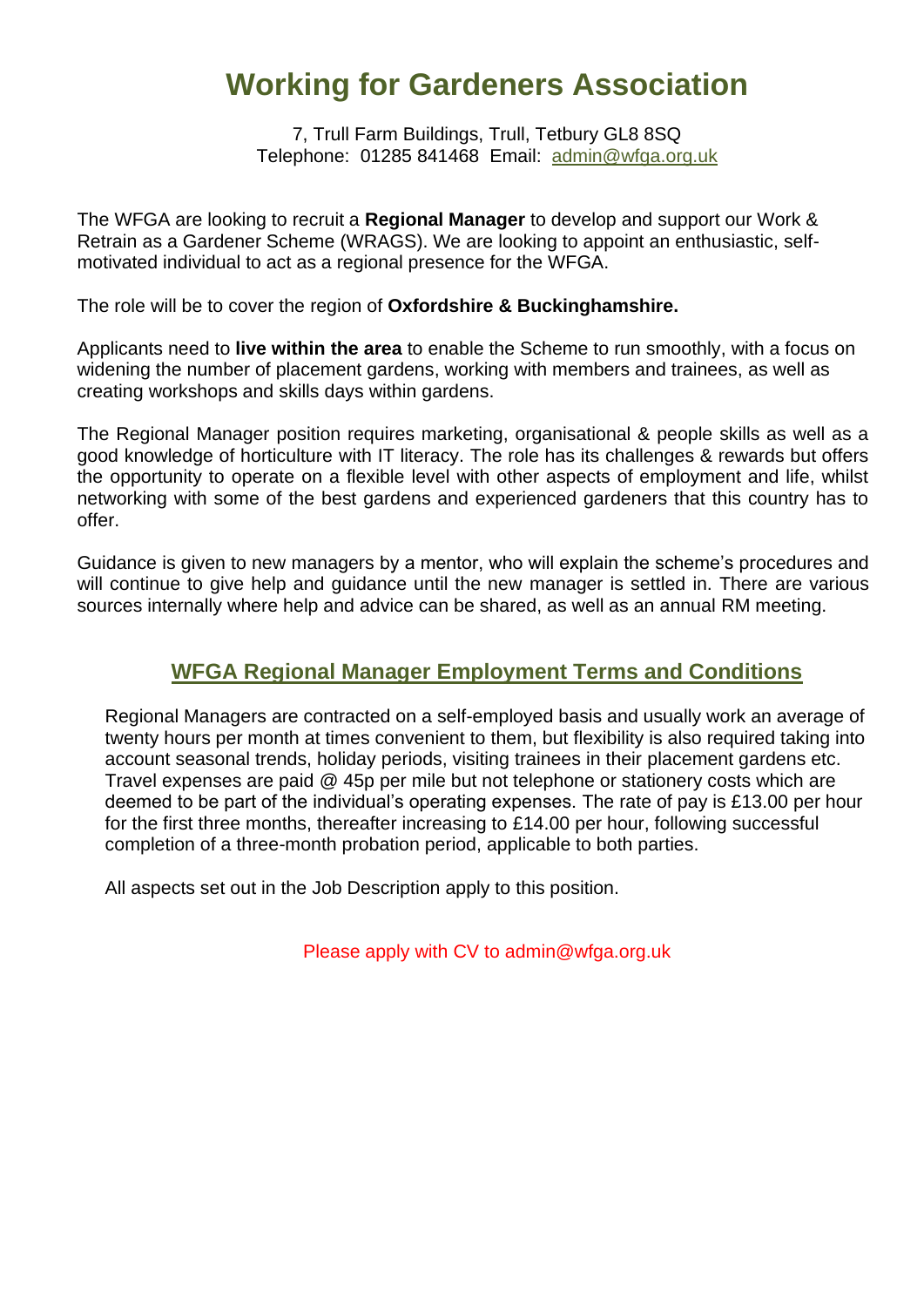# Working for Gardeners Association

7, Trull Farm Buildings, Trull, Tetbury GL8 8SQ
Telephone: 01285 841468 Email: admin@wfga.org.uk

The WFGA are looking to recruit a **Regional Manager** to develop and support our Work & Retrain as a Gardener Scheme (WRAGS). We are looking to appoint an enthusiastic, self-motivated individual to act as a regional presence for the WFGA.

The role will be to cover the region of **Oxfordshire & Buckinghamshire.**

Applicants need to **live within the area** to enable the Scheme to run smoothly, with a focus on widening the number of placement gardens, working with members and trainees, as well as creating workshops and skills days within gardens.

The Regional Manager position requires marketing, organisational & people skills as well as a good knowledge of horticulture with IT literacy. The role has its challenges & rewards but offers the opportunity to operate on a flexible level with other aspects of employment and life, whilst networking with some of the best gardens and experienced gardeners that this country has to offer.

Guidance is given to new managers by a mentor, who will explain the scheme's procedures and will continue to give help and guidance until the new manager is settled in. There are various sources internally where help and advice can be shared, as well as an annual RM meeting.

## WFGA Regional Manager Employment Terms and Conditions

Regional Managers are contracted on a self-employed basis and usually work an average of twenty hours per month at times convenient to them, but flexibility is also required taking into account seasonal trends, holiday periods, visiting trainees in their placement gardens etc. Travel expenses are paid @ 45p per mile but not telephone or stationery costs which are deemed to be part of the individual's operating expenses. The rate of pay is £13.00 per hour for the first three months, thereafter increasing to £14.00 per hour, following successful completion of a three-month probation period, applicable to both parties.

All aspects set out in the Job Description apply to this position.

Please apply with CV to admin@wfga.org.uk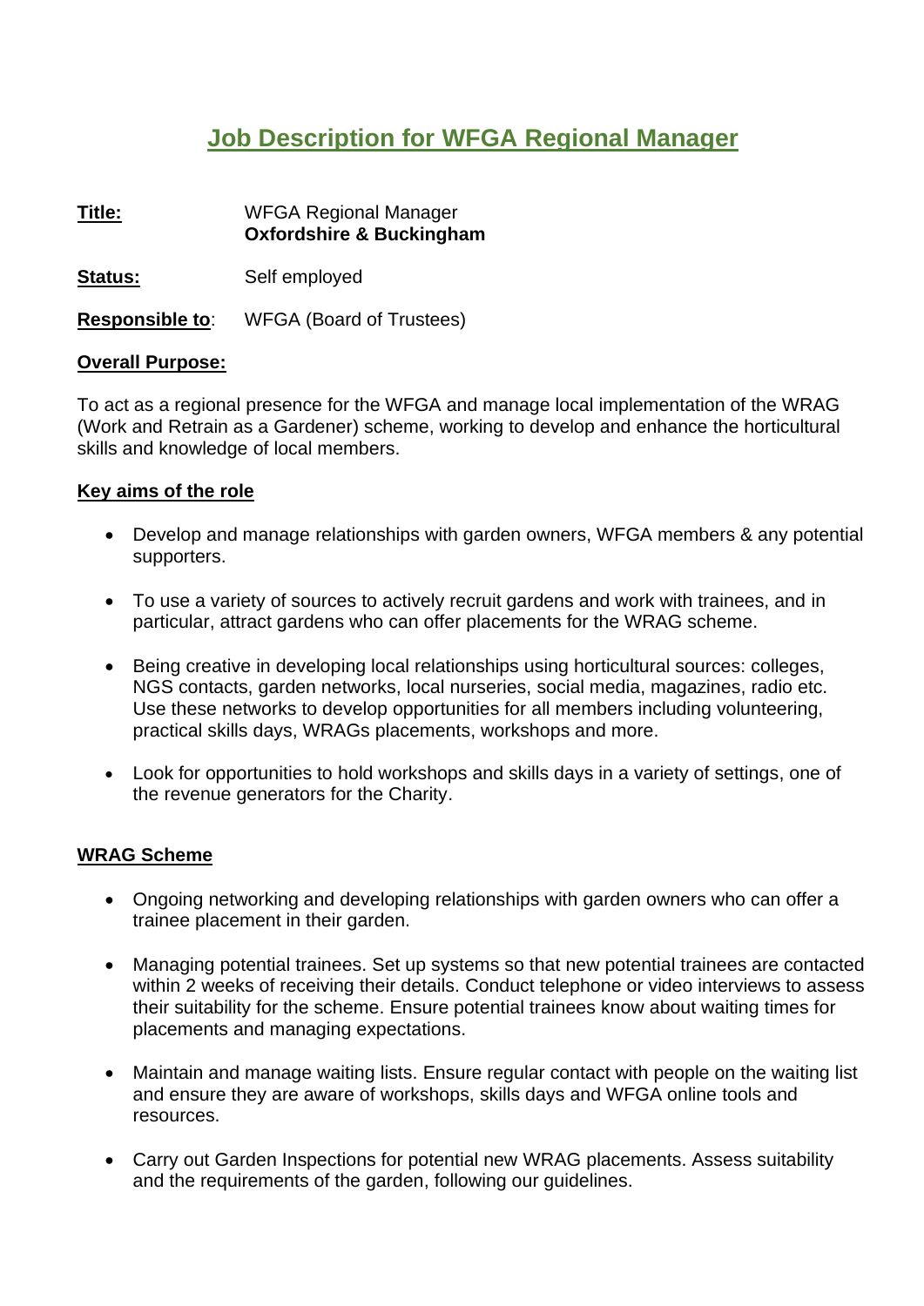# Job Description for WFGA Regional Manager

**Title:** WFGA Regional Manager
**Oxfordshire & Buckingham**

**Status:** Self employed

**Responsible to**: WFGA (Board of Trustees)

**Overall Purpose:**

To act as a regional presence for the WFGA and manage local implementation of the WRAG (Work and Retrain as a Gardener) scheme, working to develop and enhance the horticultural skills and knowledge of local members.

**Key aims of the role**

- Develop and manage relationships with garden owners, WFGA members & any potential supporters.
- To use a variety of sources to actively recruit gardens and work with trainees, and in particular, attract gardens who can offer placements for the WRAG scheme.
- Being creative in developing local relationships using horticultural sources: colleges, NGS contacts, garden networks, local nurseries, social media, magazines, radio etc. Use these networks to develop opportunities for all members including volunteering, practical skills days, WRAGs placements, workshops and more.
- Look for opportunities to hold workshops and skills days in a variety of settings, one of the revenue generators for the Charity.

**WRAG Scheme**

- Ongoing networking and developing relationships with garden owners who can offer a trainee placement in their garden.
- Managing potential trainees. Set up systems so that new potential trainees are contacted within 2 weeks of receiving their details. Conduct telephone or video interviews to assess their suitability for the scheme. Ensure potential trainees know about waiting times for placements and managing expectations.
- Maintain and manage waiting lists. Ensure regular contact with people on the waiting list and ensure they are aware of workshops, skills days and WFGA online tools and resources.
- Carry out Garden Inspections for potential new WRAG placements. Assess suitability and the requirements of the garden, following our guidelines.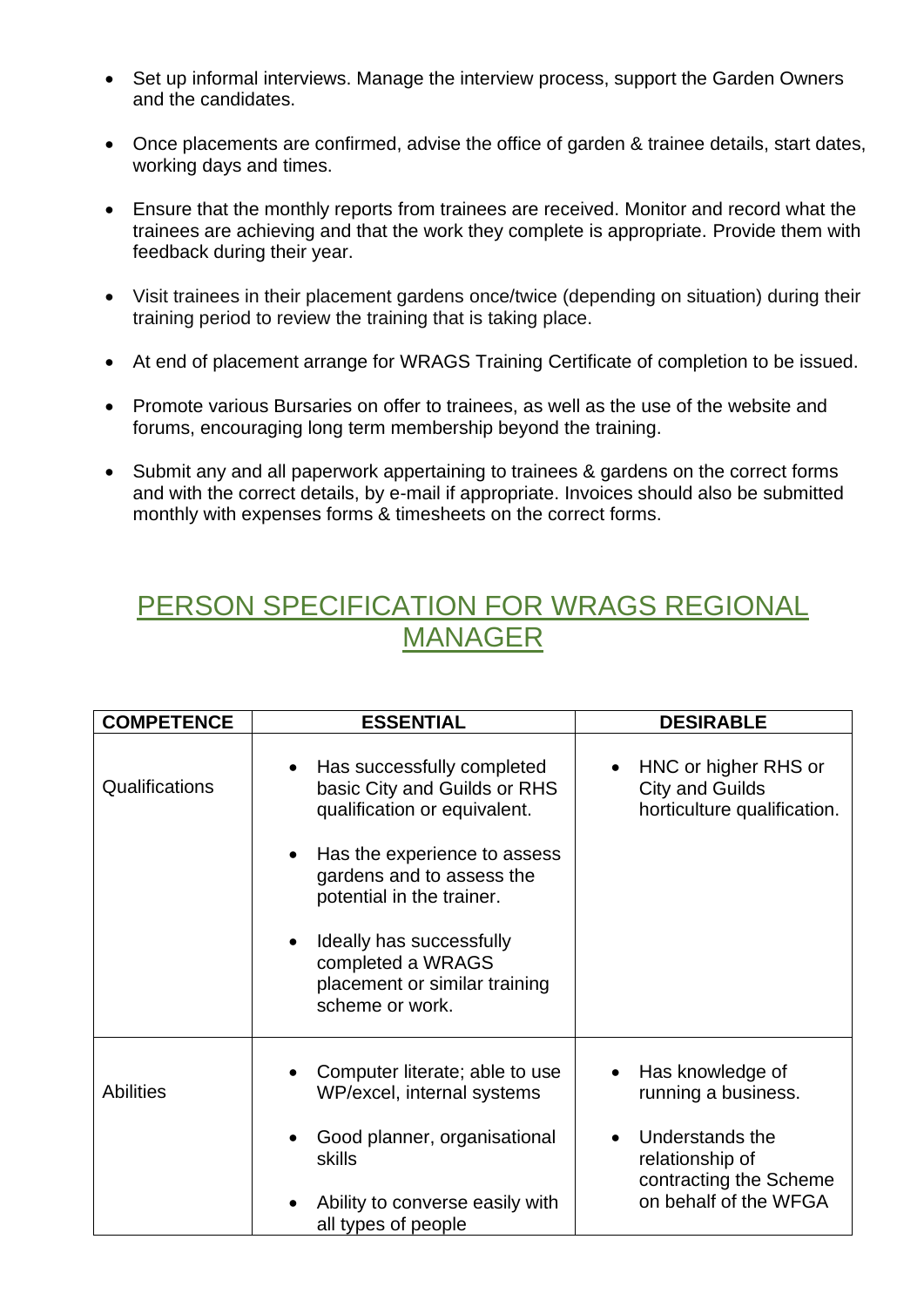- Set up informal interviews. Manage the interview process, support the Garden Owners and the candidates.
- Once placements are confirmed, advise the office of garden & trainee details, start dates, working days and times.
- Ensure that the monthly reports from trainees are received. Monitor and record what the trainees are achieving and that the work they complete is appropriate. Provide them with feedback during their year.
- Visit trainees in their placement gardens once/twice (depending on situation) during their training period to review the training that is taking place.
- At end of placement arrange for WRAGS Training Certificate of completion to be issued.
- Promote various Bursaries on offer to trainees, as well as the use of the website and forums, encouraging long term membership beyond the training.
- Submit any and all paperwork appertaining to trainees & gardens on the correct forms and with the correct details, by e-mail if appropriate. Invoices should also be submitted monthly with expenses forms & timesheets on the correct forms.

## PERSON SPECIFICATION FOR WRAGS REGIONAL MANAGER

| COMPETENCE | ESSENTIAL | DESIRABLE |
|---|---|---|
| Qualifications | • Has successfully completed basic City and Guilds or RHS qualification or equivalent.<br>• Has the experience to assess gardens and to assess the potential in the trainer.<br>• Ideally has successfully completed a WRAGS placement or similar training scheme or work. | • HNC or higher RHS or City and Guilds horticulture qualification. |
| Abilities | • Computer literate; able to use WP/excel, internal systems<br>• Good planner, organisational skills<br>• Ability to converse easily with all types of people | • Has knowledge of running a business.<br>• Understands the relationship of contracting the Scheme on behalf of the WFGA |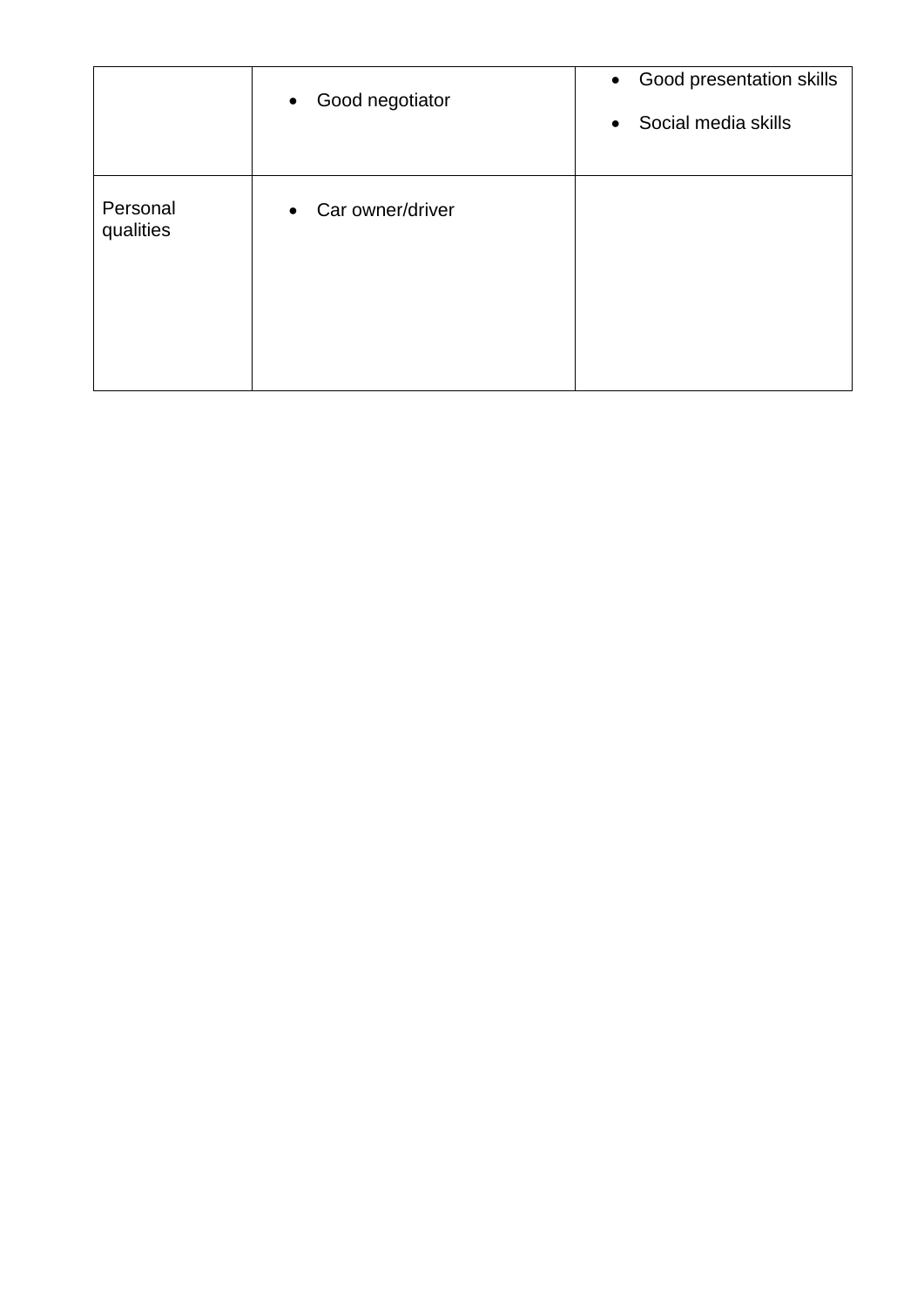| | | |
|---|---|---|
| | • Good negotiator | • Good presentation skills<br>• Social media skills |
| Personal qualities | • Car owner/driver | |